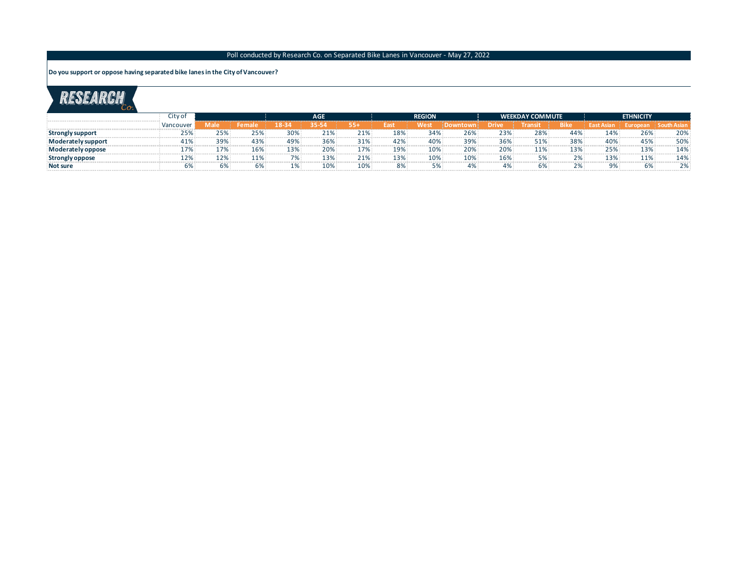Poll conducted by Research Co. on Separated Bike Lanes in Vancouver - May 27, 2022

**Do you support or oppose having separated bike lanes in the City of Vancouver?**

RESEARCH Co.

| | City of Vancouver | | | AGE | | | REGION | | | WEEKDAY COMMUTE | | | ETHNICITY | | |
|---|---|---|---|---|---|---|---|---|---|---|---|---|---|---|---|
| | | Male | Female | 18-34 | 35-54 | 55+ | East | West | Downtown | Drive | Transit | Bike | East Asian | European | South Asian |
| **Strongly support** | 25% | 25% | 25% | 30% | 21% | 21% | 18% | 34% | 26% | 23% | 28% | 44% | 14% | 26% | 20% |
| **Moderately support** | 41% | 39% | 43% | 49% | 36% | 31% | 42% | 40% | 39% | 36% | 51% | 38% | 40% | 45% | 50% |
| **Moderately oppose** | 17% | 17% | 16% | 13% | 20% | 17% | 19% | 10% | 20% | 20% | 11% | 13% | 25% | 13% | 14% |
| **Strongly oppose** | 12% | 12% | 11% | 7% | 13% | 21% | 13% | 10% | 10% | 16% | 5% | 2% | 13% | 11% | 14% |
| **Not sure** | 6% | 6% | 6% | 1% | 10% | 10% | 8% | 5% | 4% | 4% | 6% | 2% | 9% | 6% | 2% |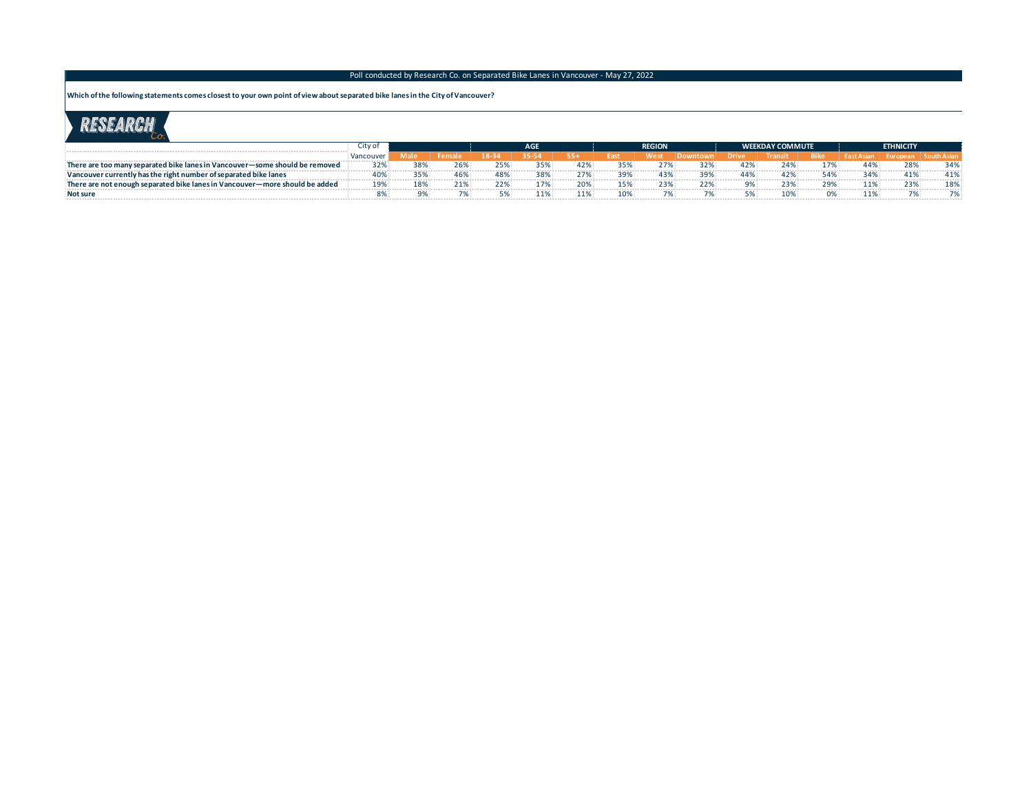Poll conducted by Research Co. on Separated Bike Lanes in Vancouver - May 27, 2022

**Which of the following statements comes closest to your own point of view about separated bike lanes in the City of Vancouver?**

| | City of Vancouver | | | AGE | | | REGION | | | WEEKDAY COMMUTE | | | ETHNICITY | | |
|---|---|---|---|---|---|---|---|---|---|---|---|---|---|---|---|
| | | Male | Female | 18-34 | 35-54 | 55+ | East | West | Downtown | Drive | Transit | Bike | East Asian | European | South Asian |
| **There are too many separated bike lanes in Vancouver—some should be removed** | 32% | 38% | 26% | 25% | 35% | 42% | 35% | 27% | 32% | 42% | 24% | 17% | 44% | 28% | 34% |
| **Vancouver currently has the right number of separated bike lanes** | 40% | 35% | 46% | 48% | 38% | 27% | 39% | 43% | 39% | 44% | 42% | 54% | 34% | 41% | 41% |
| **There are not enough separated bike lanes in Vancouver—more should be added** | 19% | 18% | 21% | 22% | 17% | 20% | 15% | 23% | 22% | 9% | 23% | 29% | 11% | 23% | 18% |
| **Not sure** | 8% | 9% | 7% | 5% | 11% | 11% | 10% | 7% | 7% | 5% | 10% | 0% | 11% | 7% | 7% |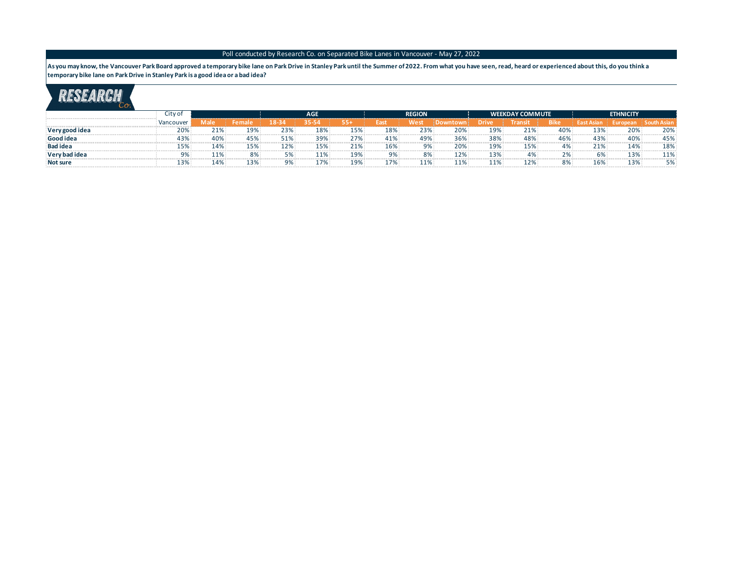Poll conducted by Research Co. on Separated Bike Lanes in Vancouver - May 27, 2022

**As you may know, the Vancouver Park Board approved a temporary bike lane on Park Drive in Stanley Park until the Summer of 2022. From what you have seen, read, heard or experienced about this, do you think a temporary bike lane on Park Drive in Stanley Park is a good idea or a bad idea?**

| | City of | | | AGE | | | REGION | | | WEEKDAY COMMUTE | | | ETHNICITY | | |
|---|---|---|---|---|---|---|---|---|---|---|---|---|---|---|---|
| | Vancouver | Male | Female | 18-34 | 35-54 | 55+ | East | West | Downtown | Drive | Transit | Bike | East Asian | European | South Asian |
| **Very good idea** | 20% | 21% | 19% | 23% | 18% | 15% | 18% | 23% | 20% | 19% | 21% | 40% | 13% | 20% | 20% |
| **Good idea** | 43% | 40% | 45% | 51% | 39% | 27% | 41% | 49% | 36% | 38% | 48% | 46% | 43% | 40% | 45% |
| **Bad idea** | 15% | 14% | 15% | 12% | 15% | 21% | 16% | 9% | 20% | 19% | 15% | 4% | 21% | 14% | 18% |
| **Very bad idea** | 9% | 11% | 8% | 5% | 11% | 19% | 9% | 8% | 12% | 13% | 4% | 2% | 6% | 13% | 11% |
| **Not sure** | 13% | 14% | 13% | 9% | 17% | 19% | 17% | 11% | 11% | 11% | 12% | 8% | 16% | 13% | 5% |